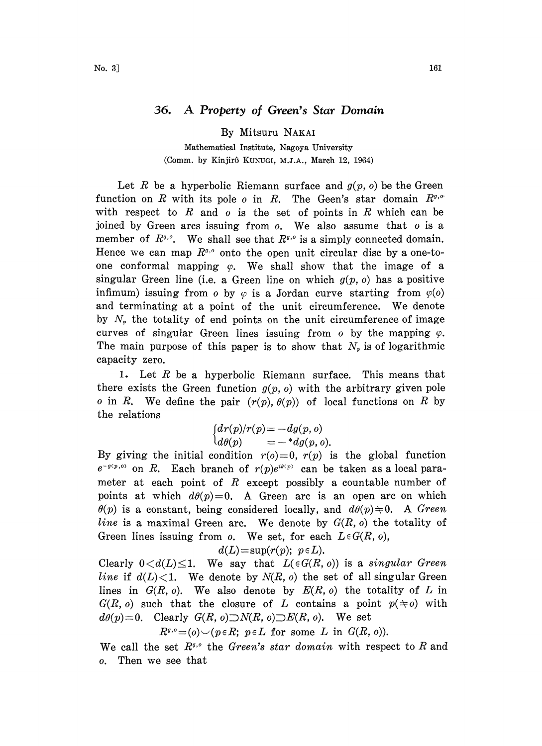## 36. *A Property of Green's Star Domain*

By Mitsuru NAKAI

Mathematical Institute, Nagoya University

(Comm. by Kinjirô KUNUGI, M.J.A., March 12, 1964)

Let $R$ be a hyperbolic Riemann surface and $g(p, o)$ be the Green function on $R$ with its pole $o$ in $R$. The Geen's star domain $R^{g,o}$ with respect to $R$ and $o$ is the set of points in $R$ which can be joined by Green arcs issuing from $o$. We also assume that $o$ is a member of $R^{g,o}$. We shall see that $R^{g,o}$ is a simply connected domain. Hence we can map $R^{g,o}$ onto the open unit circular disc by a one-to-one conformal mapping $\varphi$. We shall show that the image of a singular Green line (i.e. a Green line on which $g(p, o)$ has a positive infimum) issuing from $o$ by $\varphi$ is a Jordan curve starting from $\varphi(o)$ and terminating at a point of the unit circumference. We denote by $N_\varphi$ the totality of end points on the unit circumference of image curves of singular Green lines issuing from $o$ by the mapping $\varphi$. The main purpose of this paper is to show that $N_\varphi$ is of logarithmic capacity zero.

**1.** Let $R$ be a hyperbolic Riemann surface. This means that there exists the Green function $g(p, o)$ with the arbitrary given pole $o$ in $R$. We define the pair $(r(p), \theta(p))$ of local functions on $R$ by the relations

$$\begin{cases} dr(p)/r(p) = -dg(p, o) \\ d\theta(p) \quad\quad = -{}^*dg(p, o). \end{cases}$$

By giving the initial condition $r(o)=0$, $r(p)$ is the global function $e^{-g(p,o)}$ on $R$. Each branch of $r(p)e^{i\theta(p)}$ can be taken as a local parameter at each point of $R$ except possibly a countable number of points at which $d\theta(p)=0$. A Green arc is an open arc on which $\theta(p)$ is a constant, being considered locally, and $d\theta(p) \neq 0$. A *Green line* is a maximal Green arc. We denote by $G(R, o)$ the totality of Green lines issuing from $o$. We set, for each $L \in G(R, o)$,

$$d(L) = \sup(r(p);\ p \in L).$$

Clearly $0 < d(L) \leq 1$. We say that $L(\in G(R, o))$ is a *singular Green line* if $d(L) < 1$. We denote by $N(R, o)$ the set of all singular Green lines in $G(R, o)$. We also denote by $E(R, o)$ the totality of $L$ in $G(R, o)$ such that the closure of $L$ contains a point $p(\neq o)$ with $d\theta(p)=0$. Clearly $G(R, o) \supset N(R, o) \supset E(R, o)$. We set

$$R^{g,o} = (o) \cup (p \in R;\ p \in L \text{ for some } L \text{ in } G(R, o)).$$

We call the set $R^{g,o}$ the *Green's star domain* with respect to $R$ and $o$. Then we see that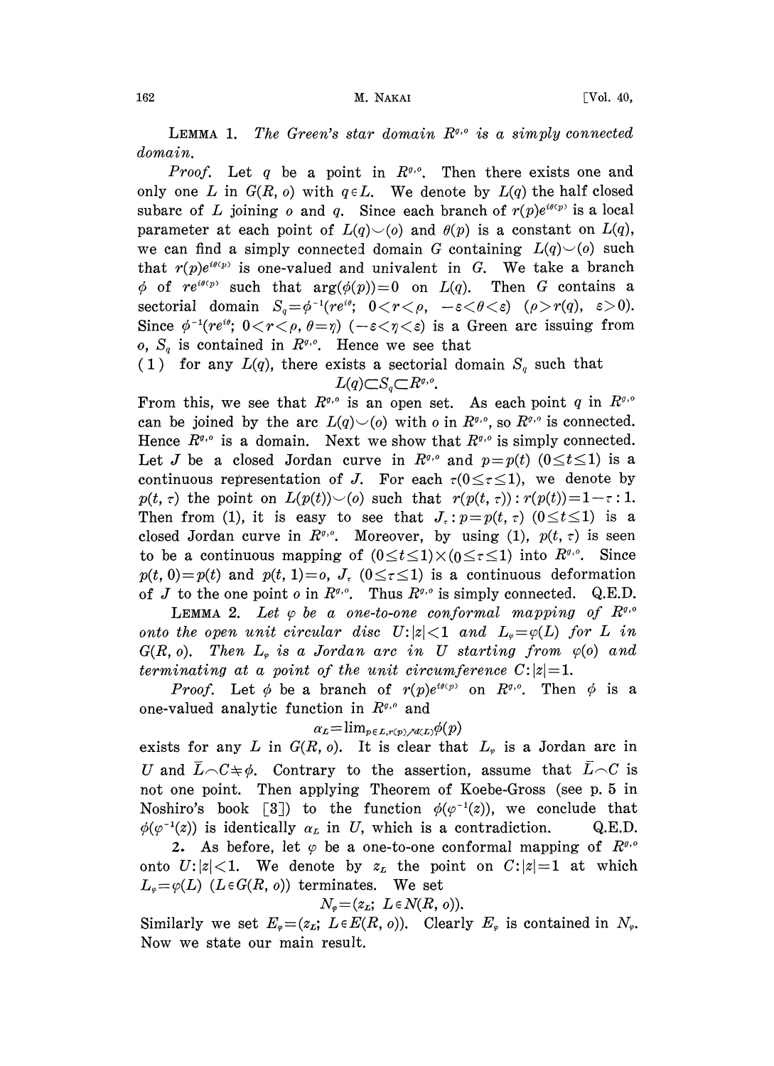**Lemma 1.** *The Green's star domain $R^{g,o}$ is a simply connected domain.*

*Proof.* Let $q$ be a point in $R^{g,o}$. Then there exists one and only one $L$ in $G(R, o)$ with $q \in L$. We denote by $L(q)$ the half closed subarc of $L$ joining $o$ and $q$. Since each branch of $r(p)e^{i\theta(p)}$ is a local parameter at each point of $L(q) \smile (o)$ and $\theta(p)$ is a constant on $L(q)$, we can find a simply connected domain $G$ containing $L(q) \smile (o)$ such that $r(p)e^{i\theta(p)}$ is one-valued and univalent in $G$. We take a branch $\phi$ of $re^{i\theta(p)}$ such that $\arg(\phi(p))=0$ on $L(q)$. Then $G$ contains a sectorial domain $S_q = \phi^{-1}(re^{i\theta};\ 0<r<\rho,\ -\varepsilon<\theta<\varepsilon)$ $(\rho>r(q),\ \varepsilon>0)$. Since $\phi^{-1}(re^{i\theta};\ 0<r<\rho,\ \theta=\eta)$ $(-\varepsilon<\eta<\varepsilon)$ is a Green arc issuing from $o$, $S_q$ is contained in $R^{g,o}$. Hence we see that

(1) for any $L(q)$, there exists a sectorial domain $S_q$ such that

$$L(q) \subset S_q \subset R^{g,o}.$$

From this, we see that $R^{g,o}$ is an open set. As each point $q$ in $R^{g,o}$ can be joined by the arc $L(q) \smile (o)$ with $o$ in $R^{g,o}$, so $R^{g,o}$ is connected. Hence $R^{g,o}$ is a domain. Next we show that $R^{g,o}$ is simply connected. Let $J$ be a closed Jordan curve in $R^{g,o}$ and $p=p(t)$ $(0 \leq t \leq 1)$ is a continuous representation of $J$. For each $\tau (0 \leq \tau \leq 1)$, we denote by $p(t, \tau)$ the point on $L(p(t)) \smile (o)$ such that $r(p(t, \tau)) : r(p(t)) = 1-\tau : 1$. Then from (1), it is easy to see that $J_\tau : p = p(t, \tau)$ $(0 \leq t \leq 1)$ is a closed Jordan curve in $R^{g,o}$. Moreover, by using (1), $p(t, \tau)$ is seen to be a continuous mapping of $(0 \leq t \leq 1) \times (0 \leq \tau \leq 1)$ into $R^{g,o}$. Since $p(t, 0) = p(t)$ and $p(t, 1) = o$, $J_\tau$ $(0 \leq \tau \leq 1)$ is a continuous deformation of $J$ to the one point $o$ in $R^{g,o}$. Thus $R^{g,o}$ is simply connected. Q.E.D.

**Lemma 2.** *Let $\varphi$ be a one-to-one conformal mapping of $R^{g,o}$ onto the open unit circular disc $U: |z|<1$ and $L_\varphi = \varphi(L)$ for $L$ in $G(R, o)$. Then $L_\varphi$ is a Jordan arc in $U$ starting from $\varphi(o)$ and terminating at a point of the unit circumference $C: |z|=1$.*

*Proof.* Let $\phi$ be a branch of $r(p)e^{i\theta(p)}$ on $R^{g,o}$. Then $\phi$ is a one-valued analytic function in $R^{g,o}$ and

$$\alpha_L = \lim_{p \in L, r(p) \nearrow d(L)} \phi(p)$$

exists for any $L$ in $G(R, o)$. It is clear that $L_\varphi$ is a Jordan arc in $U$ and $\bar{L} \frown C \neq \phi$. Contrary to the assertion, assume that $\bar{L} \frown C$ is not one point. Then applying Theorem of Koebe-Gross (see p. 5 in Noshiro's book [3]) to the function $\phi(\varphi^{-1}(z))$, we conclude that $\phi(\varphi^{-1}(z))$ is identically $\alpha_L$ in $U$, which is a contradiction. Q.E.D.

**2.** As before, let $\varphi$ be a one-to-one conformal mapping of $R^{g,o}$ onto $U: |z|<1$. We denote by $z_L$ the point on $C: |z|=1$ at which $L_\varphi = \varphi(L)$ $(L \in G(R, o))$ terminates. We set

$$N_\varphi = (z_L;\ L \in N(R, o)).$$

Similarly we set $E_\varphi = (z_L;\ L \in E(R, o))$. Clearly $E_\varphi$ is contained in $N_\varphi$. Now we state our main result.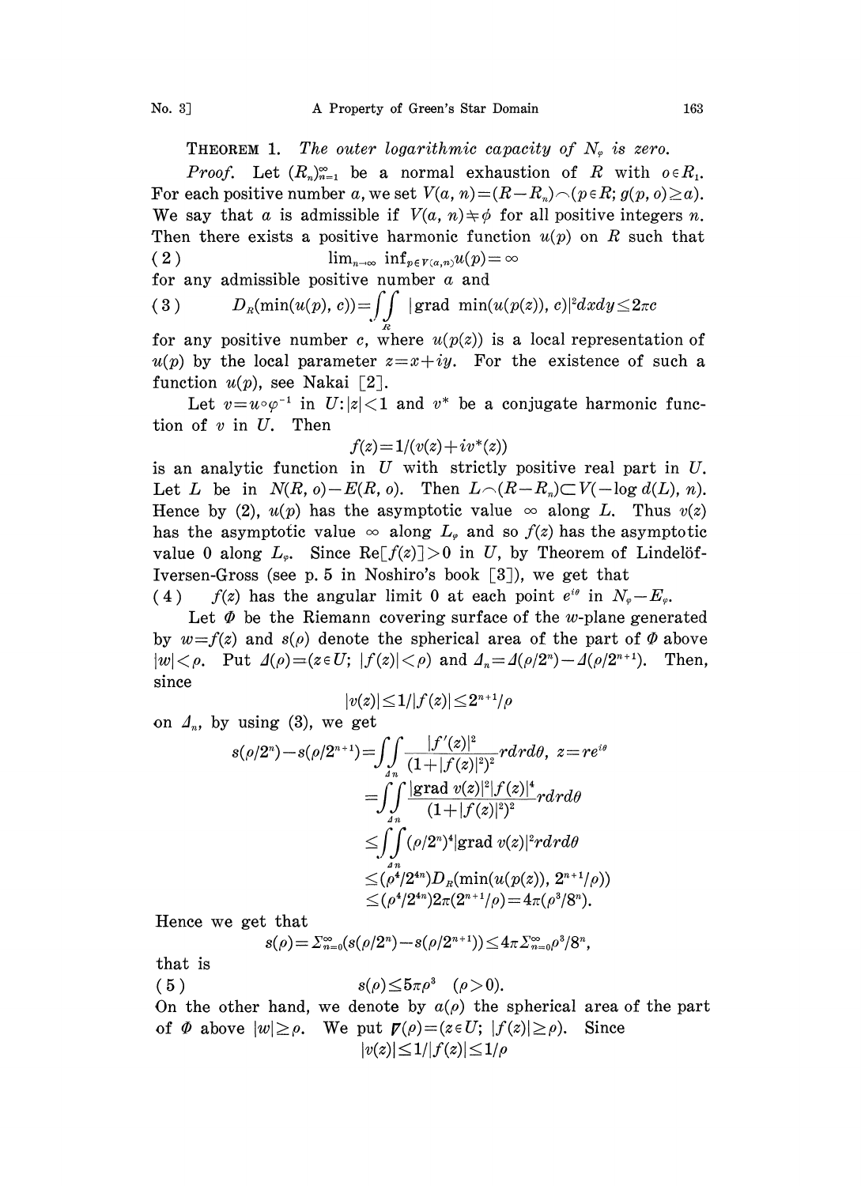**Theorem 1.** *The outer logarithmic capacity of $N_\varphi$ is zero.*

*Proof.* Let $(R_n)_{n=1}^\infty$ be a normal exhaustion of $R$ with $o \in R_1$. For each positive number $a$, we set $V(a, n) = (R - R_n) \frown (p \in R; g(p, o) \geq a)$. We say that $a$ is admissible if $V(a, n) \neq \phi$ for all positive integers $n$. Then there exists a positive harmonic function $u(p)$ on $R$ such that

$$\lim_{n\to\infty} \inf_{p \in V(a,n)} u(p) = \infty \tag{2}$$

for any admissible positive number $a$ and

$$D_R(\min(u(p), c)) = \iint_R |\text{grad}\ \min(u(p(z)), c)|^2 dxdy \leq 2\pi c \tag{3}$$

for any positive number $c$, where $u(p(z))$ is a local representation of $u(p)$ by the local parameter $z = x + iy$. For the existence of such a function $u(p)$, see Nakai [2].

Let $v = u \circ \varphi^{-1}$ in $U: |z| < 1$ and $v^*$ be a conjugate harmonic function of $v$ in $U$. Then

$$f(z) = 1/(v(z) + iv^*(z))$$

is an analytic function in $U$ with strictly positive real part in $U$. Let $L$ be in $N(R, o) - E(R, o)$. Then $L \frown (R - R_n) \subset V(-\log d(L), n)$. Hence by (2), $u(p)$ has the asymptotic value $\infty$ along $L$. Thus $v(z)$ has the asymptotic value $\infty$ along $L_\varphi$ and so $f(z)$ has the asymptotic value 0 along $L_\varphi$. Since $\text{Re}[f(z)] > 0$ in $U$, by Theorem of Lindelöf-Iversen-Gross (see p. 5 in Noshiro's book [3]), we get that

(4) $f(z)$ has the angular limit 0 at each point $e^{i\theta}$ in $N_\varphi - E_\varphi$.

Let $\Phi$ be the Riemann covering surface of the $w$-plane generated by $w = f(z)$ and $s(\rho)$ denote the spherical area of the part of $\Phi$ above $|w| < \rho$. Put $\Delta(\rho) = (z \in U;\ |f(z)| < \rho)$ and $\Delta_n = \Delta(\rho/2^n) - \Delta(\rho/2^{n+1})$. Then, since

$$|v(z)| \leq 1/|f(z)| \leq 2^{n+1}/\rho$$

on $\Delta_n$, by using (3), we get

$$\begin{aligned}
s(\rho/2^n) - s(\rho/2^{n+1}) &= \iint_{\Delta_n} \frac{|f'(z)|^2}{(1+|f(z)|^2)^2} r dr d\theta,\ z = re^{i\theta} \\
&= \iint_{\Delta_n} \frac{|\text{grad}\ v(z)|^2 |f(z)|^4}{(1+|f(z)|^2)^2} r dr d\theta \\
&\leq \iint_{\Delta_n} (\rho/2^n)^4 |\text{grad}\ v(z)|^2 r dr d\theta \\
&\leq (\rho^4/2^{4n}) D_R(\min(u(p(z)), 2^{n+1}/\rho)) \\
&\leq (\rho^4/2^{4n}) 2\pi (2^{n+1}/\rho) = 4\pi(\rho^3/8^n).
\end{aligned}$$

Hence we get that

$$s(\rho) = \Sigma_{n=0}^\infty (s(\rho/2^n) - s(\rho/2^{n+1})) \leq 4\pi \Sigma_{n=0}^\infty \rho^3/8^n,$$

that is

$$s(\rho) \leq 5\pi\rho^3 \quad (\rho > 0). \tag{5}$$

On the other hand, we denote by $\alpha(\rho)$ the spherical area of the part of $\Phi$ above $|w| \geq \rho$. We put $\nabla(\rho) = (z \in U;\ |f(z)| \geq \rho)$. Since

$$|v(z)| \leq 1/|f(z)| \leq 1/\rho$$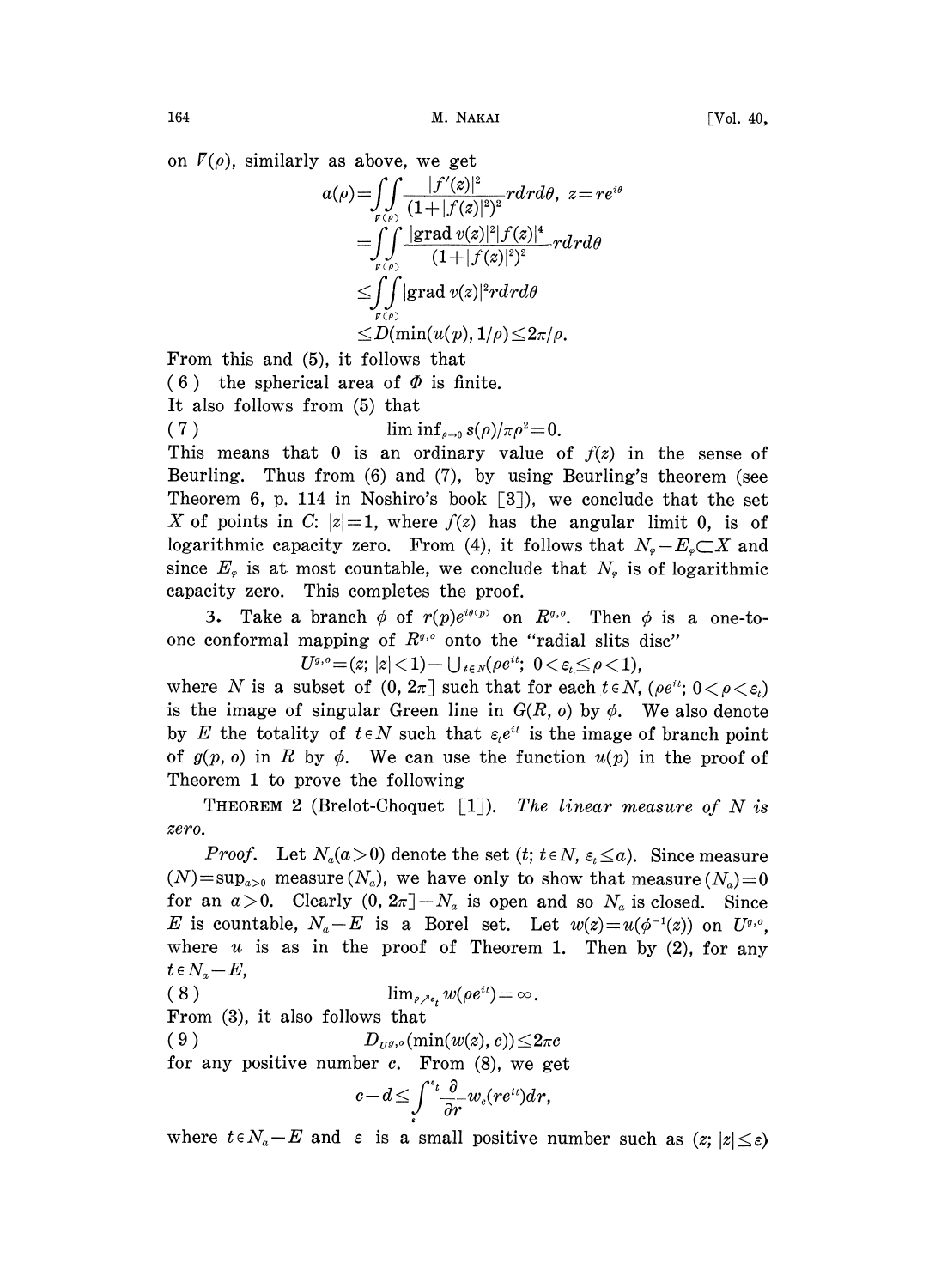on $\Gamma(\rho)$, similarly as above, we get

$$
\begin{aligned}
a(\rho) &= \iint_{\Gamma(\rho)} \frac{|f'(z)|^2}{(1+|f(z)|^2)^2} r dr d\theta, \quad z = re^{i\theta} \\
&= \iint_{\Gamma(\rho)} \frac{|\text{grad } v(z)|^2 |f(z)|^4}{(1+|f(z)|^2)^2} r dr d\theta \\
&\leq \iint_{\Gamma(\rho)} |\text{grad } v(z)|^2 r dr d\theta \\
&\leq D(\min(u(p), 1/\rho) \leq 2\pi/\rho.
\end{aligned}
$$

From this and (5), it follows that

(6) the spherical area of $\Phi$ is finite.

It also follows from (5) that

$$\text{(7)} \qquad \liminf_{\rho \to 0} s(\rho)/\pi\rho^2 = 0.$$

This means that 0 is an ordinary value of $f(z)$ in the sense of Beurling. Thus from (6) and (7), by using Beurling's theorem (see Theorem 6, p. 114 in Noshiro's book [3]), we conclude that the set $X$ of points in $C$: $|z|=1$, where $f(z)$ has the angular limit 0, is of logarithmic capacity zero. From (4), it follows that $N_\varphi - E_\varphi \subset X$ and since $E_\varphi$ is at most countable, we conclude that $N_\varphi$ is of logarithmic capacity zero. This completes the proof.

3. Take a branch $\phi$ of $r(p)e^{i\theta(p)}$ on $R^{g,o}$. Then $\phi$ is a one-to-one conformal mapping of $R^{g,o}$ onto the "radial slits disc"

$$U^{g,o} = (z;\ |z|<1) - \bigcup_{t \in N} (\rho e^{it};\ 0 < \varepsilon_t \leq \rho < 1),$$

where $N$ is a subset of $(0, 2\pi]$ such that for each $t \in N$, $(\rho e^{it};\ 0 < \rho < \varepsilon_t)$ is the image of singular Green line in $G(R, o)$ by $\phi$. We also denote by $E$ the totality of $t \in N$ such that $\varepsilon_t e^{it}$ is the image of branch point of $g(p, o)$ in $R$ by $\phi$. We can use the function $u(p)$ in the proof of Theorem 1 to prove the following

THEOREM 2 (Brelot-Choquet [1]). *The linear measure of $N$ is zero.*

*Proof.* Let $N_a (a>0)$ denote the set $(t;\ t \in N,\ \varepsilon_t \leq a)$. Since measure $(N) = \sup_{a>0}$ measure $(N_a)$, we have only to show that measure $(N_a)=0$ for an $a>0$. Clearly $(0, 2\pi] - N_a$ is open and so $N_a$ is closed. Since $E$ is countable, $N_a - E$ is a Borel set. Let $w(z) = u(\phi^{-1}(z))$ on $U^{g,o}$, where $u$ is as in the proof of Theorem 1. Then by (2), for any $t \in N_a - E$,

$$\text{(8)} \qquad \lim_{\rho \nearrow \varepsilon_t} w(\rho e^{it}) = \infty.$$

From (3), it also follows that

$$\text{(9)} \qquad D_{U^{g,o}}(\min(w(z), c)) \leq 2\pi c$$

for any positive number $c$. From (8), we get

$$c - d \leq \int_{\varepsilon}^{\varepsilon_t} \frac{\partial}{\partial r} w_c(re^{it}) dr,$$

where $t \in N_a - E$ and $\varepsilon$ is a small positive number such as $(z;\ |z| \leq \varepsilon)$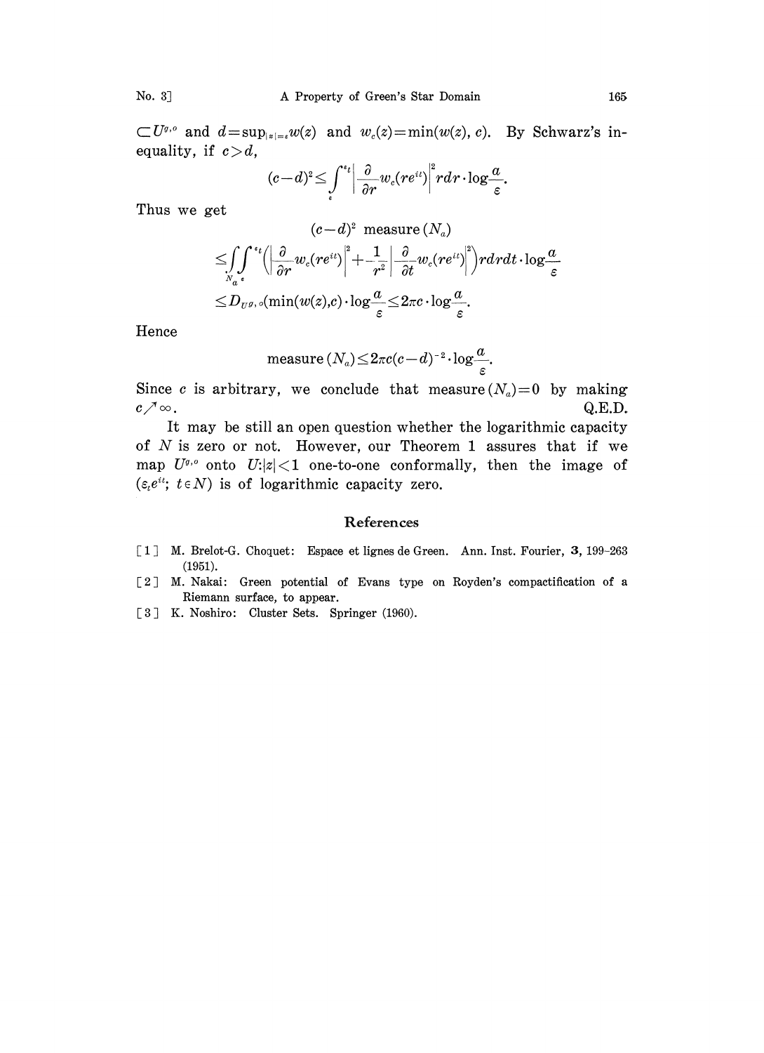$\subset U^{g,o}$ and $d=\sup_{|z|=\varepsilon} w(z)$ and $w_c(z)=\min(w(z), c)$. By Schwarz's inequality, if $c>d$,

$$(c-d)^2 \leq \int_{\varepsilon}^{\varepsilon_t} \left| \frac{\partial}{\partial r} w_c(re^{it}) \right|^2 r dr \cdot \log \frac{a}{\varepsilon}.$$

Thus we get

$$\begin{aligned}
&(c-d)^2 \text{ measure}(N_a) \\
&\leq \iint_{N_a\ \varepsilon}^{\varepsilon_t} \left( \left| \frac{\partial}{\partial r} w_c(re^{it}) \right|^2 + \frac{1}{r^2} \left| \frac{\partial}{\partial t} w_c(re^{it}) \right|^2 \right) r dr dt \cdot \log \frac{a}{\varepsilon} \\
&\leq D_{U^{g,o}}(\min(w(z), c) \cdot \log \frac{a}{\varepsilon} \leq 2\pi c \cdot \log \frac{a}{\varepsilon}.
\end{aligned}$$

Hence

$$\text{measure}(N_a) \leq 2\pi c (c-d)^{-2} \cdot \log \frac{a}{\varepsilon}.$$

Since $c$ is arbitrary, we conclude that measure$(N_a)=0$ by making $c \nearrow \infty$. Q.E.D.

It may be still an open question whether the logarithmic capacity of $N$ is zero or not. However, our Theorem 1 assures that if we map $U^{g,o}$ onto $U: |z|<1$ one-to-one conformally, then the image of $(\varepsilon_t e^{it};\ t \in N)$ is of logarithmic capacity zero.

## References

[1] M. Brelot-G. Choquet: Espace et lignes de Green. Ann. Inst. Fourier, **3**, 199–263 (1951).

[2] M. Nakai: Green potential of Evans type on Royden's compactification of a Riemann surface, to appear.

[3] K. Noshiro: Cluster Sets. Springer (1960).